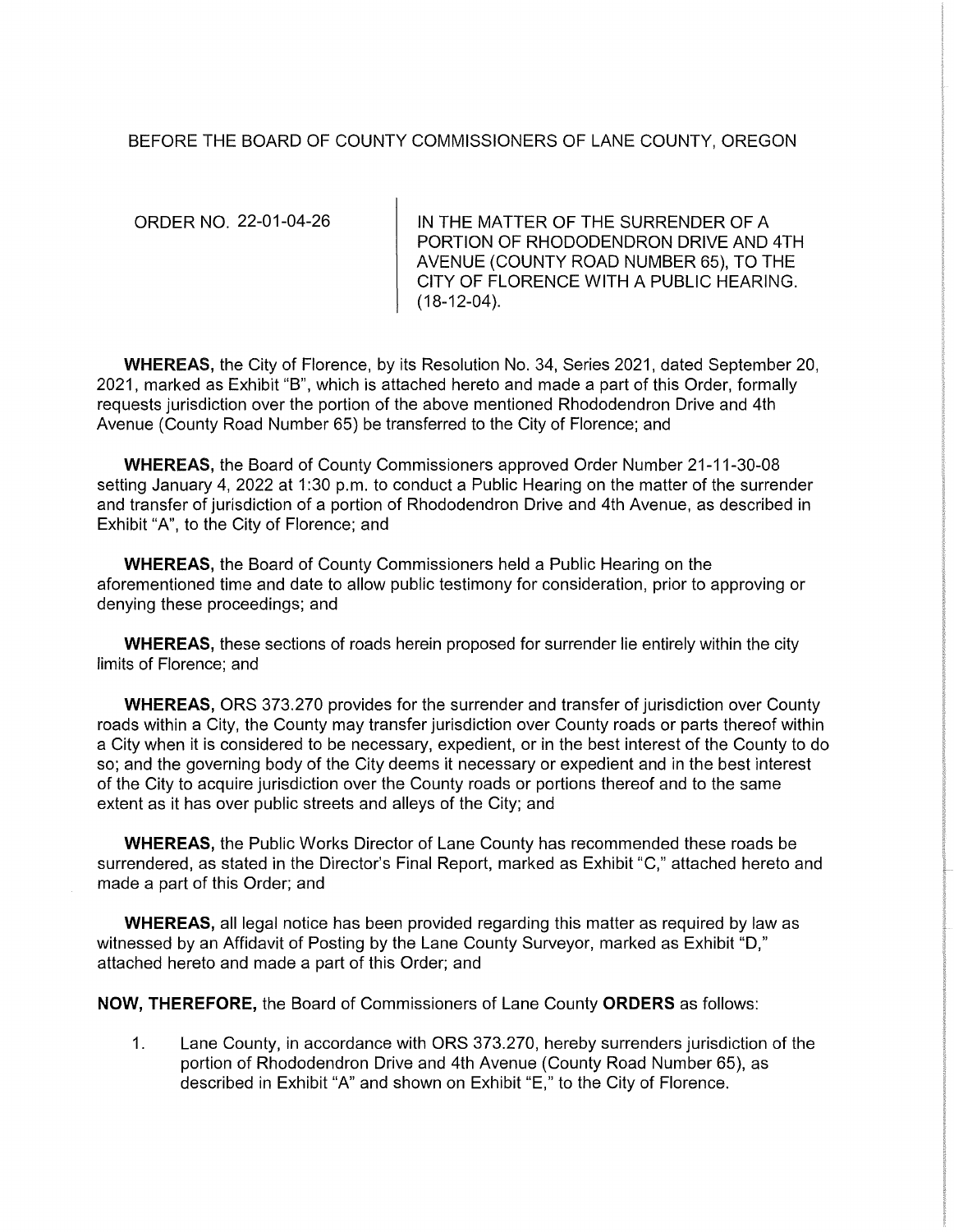BEFORE THE BOARD OF COUNTY COMMISSIONERS OF LANE COUNTY, OREGON

| ORDER NO. 22-01-04-26 | IN THE MATTER OF THE SURRENDER OF A PORTION OF RHODODENDRON DRIVE AND 4TH AVENUE (COUNTY ROAD NUMBER 65), TO THE CITY OF FLORENCE WITH A PUBLIC HEARING. (18-12-04). |
|---|---|

**WHEREAS,** the City of Florence, by its Resolution No. 34, Series 2021, dated September 20, 2021, marked as Exhibit "B", which is attached hereto and made a part of this Order, formally requests jurisdiction over the portion of the above mentioned Rhododendron Drive and 4th Avenue (County Road Number 65) be transferred to the City of Florence; and

**WHEREAS,** the Board of County Commissioners approved Order Number 21-11-30-08 setting January 4, 2022 at 1:30 p.m. to conduct a Public Hearing on the matter of the surrender and transfer of jurisdiction of a portion of Rhododendron Drive and 4th Avenue, as described in Exhibit "A", to the City of Florence; and

**WHEREAS,** the Board of County Commissioners held a Public Hearing on the aforementioned time and date to allow public testimony for consideration, prior to approving or denying these proceedings; and

**WHEREAS,** these sections of roads herein proposed for surrender lie entirely within the city limits of Florence; and

**WHEREAS,** ORS 373.270 provides for the surrender and transfer of jurisdiction over County roads within a City, the County may transfer jurisdiction over County roads or parts thereof within a City when it is considered to be necessary, expedient, or in the best interest of the County to do so; and the governing body of the City deems it necessary or expedient and in the best interest of the City to acquire jurisdiction over the County roads or portions thereof and to the same extent as it has over public streets and alleys of the City; and

**WHEREAS,** the Public Works Director of Lane County has recommended these roads be surrendered, as stated in the Director's Final Report, marked as Exhibit "C," attached hereto and made a part of this Order; and

**WHEREAS,** all legal notice has been provided regarding this matter as required by law as witnessed by an Affidavit of Posting by the Lane County Surveyor, marked as Exhibit "D," attached hereto and made a part of this Order; and

**NOW, THEREFORE,** the Board of Commissioners of Lane County **ORDERS** as follows:

1. Lane County, in accordance with ORS 373.270, hereby surrenders jurisdiction of the portion of Rhododendron Drive and 4th Avenue (County Road Number 65), as described in Exhibit "A" and shown on Exhibit "E," to the City of Florence.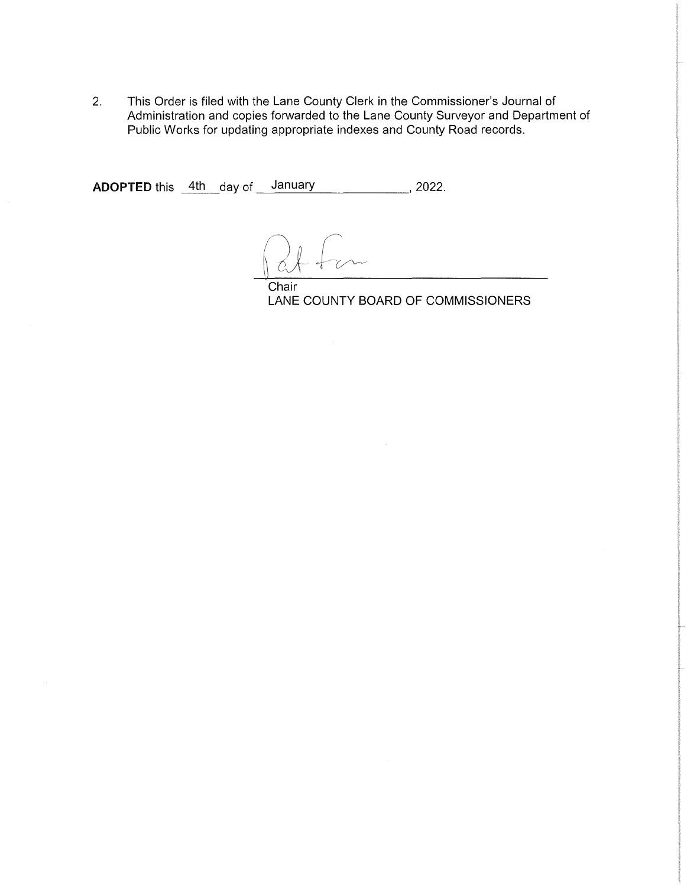2. This Order is filed with the Lane County Clerk in the Commissioner's Journal of Administration and copies forwarded to the Lane County Surveyor and Department of Public Works for updating appropriate indexes and County Road records.

**ADOPTED** this 4th day of January, 2022.

Chair
LANE COUNTY BOARD OF COMMISSIONERS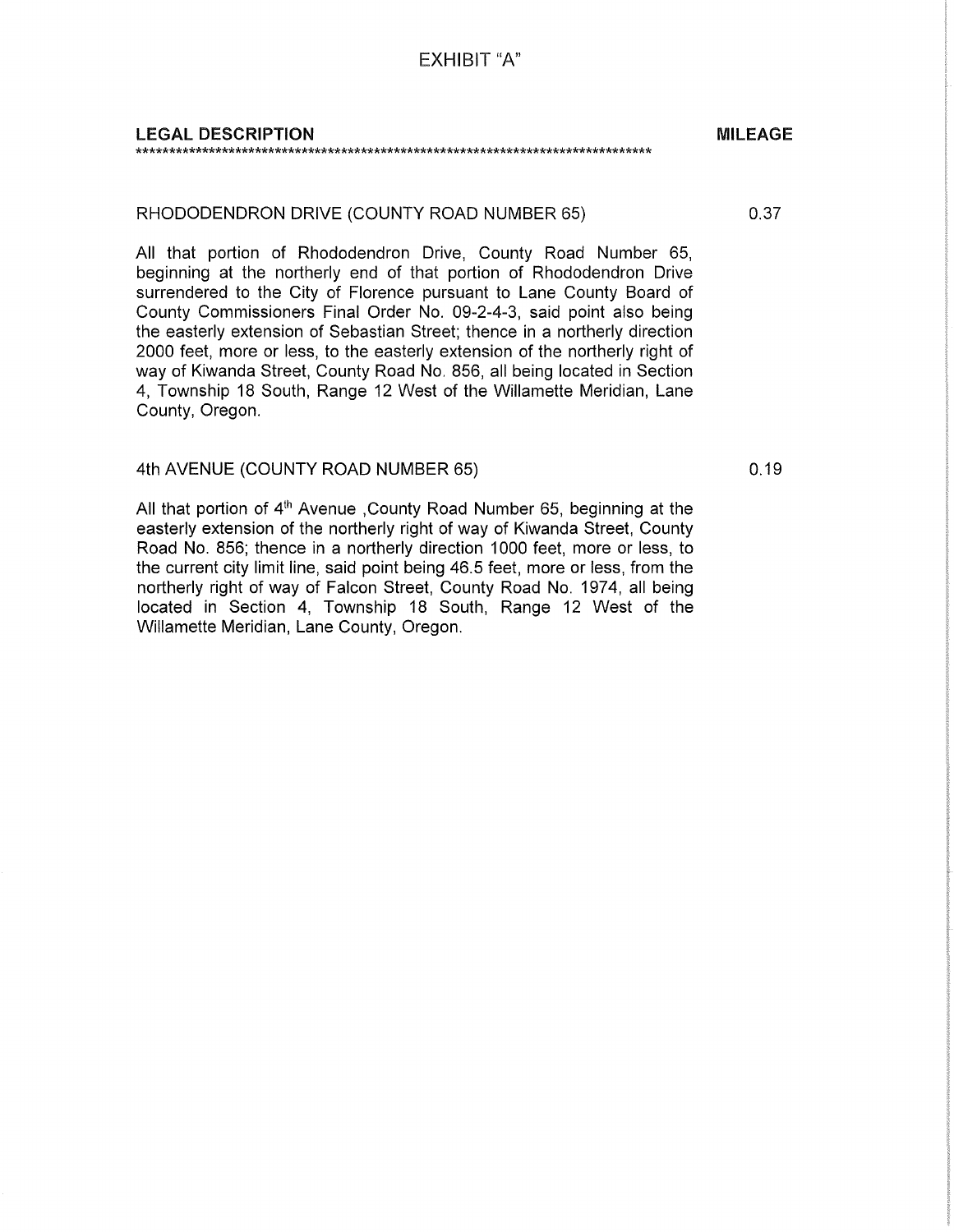# EXHIBIT "A"

| **LEGAL DESCRIPTION** | **MILEAGE** |
|---|---|
| RHODODENDRON DRIVE (COUNTY ROAD NUMBER 65) | 0.37 |

**LEGAL DESCRIPTION** — **MILEAGE**

***********************************************************************************

RHODODENDRON DRIVE (COUNTY ROAD NUMBER 65) — 0.37

All that portion of Rhododendron Drive, County Road Number 65, beginning at the northerly end of that portion of Rhododendron Drive surrendered to the City of Florence pursuant to Lane County Board of County Commissioners Final Order No. 09-2-4-3, said point also being the easterly extension of Sebastian Street; thence in a northerly direction 2000 feet, more or less, to the easterly extension of the northerly right of way of Kiwanda Street, County Road No. 856, all being located in Section 4, Township 18 South, Range 12 West of the Willamette Meridian, Lane County, Oregon.

4th AVENUE (COUNTY ROAD NUMBER 65) — 0.19

All that portion of 4th Avenue ,County Road Number 65, beginning at the easterly extension of the northerly right of way of Kiwanda Street, County Road No. 856; thence in a northerly direction 1000 feet, more or less, to the current city limit line, said point being 46.5 feet, more or less, from the northerly right of way of Falcon Street, County Road No. 1974, all being located in Section 4, Township 18 South, Range 12 West of the Willamette Meridian, Lane County, Oregon.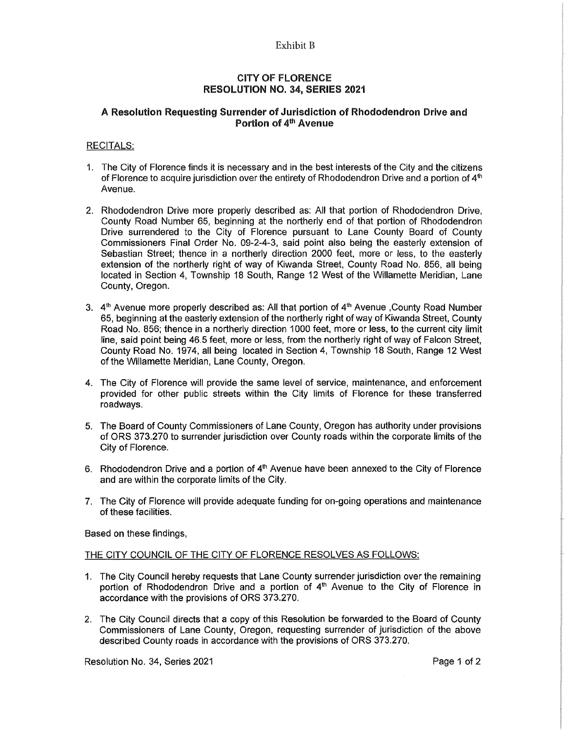Exhibit B

## CITY OF FLORENCE
## RESOLUTION NO. 34, SERIES 2021

### A Resolution Requesting Surrender of Jurisdiction of Rhododendron Drive and Portion of 4th Avenue

RECITALS:

1. The City of Florence finds it is necessary and in the best interests of the City and the citizens of Florence to acquire jurisdiction over the entirety of Rhododendron Drive and a portion of 4th Avenue.

2. Rhododendron Drive more properly described as: All that portion of Rhododendron Drive, County Road Number 65, beginning at the northerly end of that portion of Rhododendron Drive surrendered to the City of Florence pursuant to Lane County Board of County Commissioners Final Order No. 09-2-4-3, said point also being the easterly extension of Sebastian Street; thence in a northerly direction 2000 feet, more or less, to the easterly extension of the northerly right of way of Kiwanda Street, County Road No. 856, all being located in Section 4, Township 18 South, Range 12 West of the Willamette Meridian, Lane County, Oregon.

3. 4th Avenue more properly described as: All that portion of 4th Avenue ,County Road Number 65, beginning at the easterly extension of the northerly right of way of Kiwanda Street, County Road No. 856; thence in a northerly direction 1000 feet, more or less, to the current city limit line, said point being 46.5 feet, more or less, from the northerly right of way of Falcon Street, County Road No. 1974, all being located in Section 4, Township 18 South, Range 12 West of the Willamette Meridian, Lane County, Oregon.

4. The City of Florence will provide the same level of service, maintenance, and enforcement provided for other public streets within the City limits of Florence for these transferred roadways.

5. The Board of County Commissioners of Lane County, Oregon has authority under provisions of ORS 373.270 to surrender jurisdiction over County roads within the corporate limits of the City of Florence.

6. Rhododendron Drive and a portion of 4th Avenue have been annexed to the City of Florence and are within the corporate limits of the City.

7. The City of Florence will provide adequate funding for on-going operations and maintenance of these facilities.

Based on these findings,

THE CITY COUNCIL OF THE CITY OF FLORENCE RESOLVES AS FOLLOWS:

1. The City Council hereby requests that Lane County surrender jurisdiction over the remaining portion of Rhododendron Drive and a portion of 4th Avenue to the City of Florence in accordance with the provisions of ORS 373.270.

2. The City Council directs that a copy of this Resolution be forwarded to the Board of County Commissioners of Lane County, Oregon, requesting surrender of jurisdiction of the above described County roads in accordance with the provisions of ORS 373.270.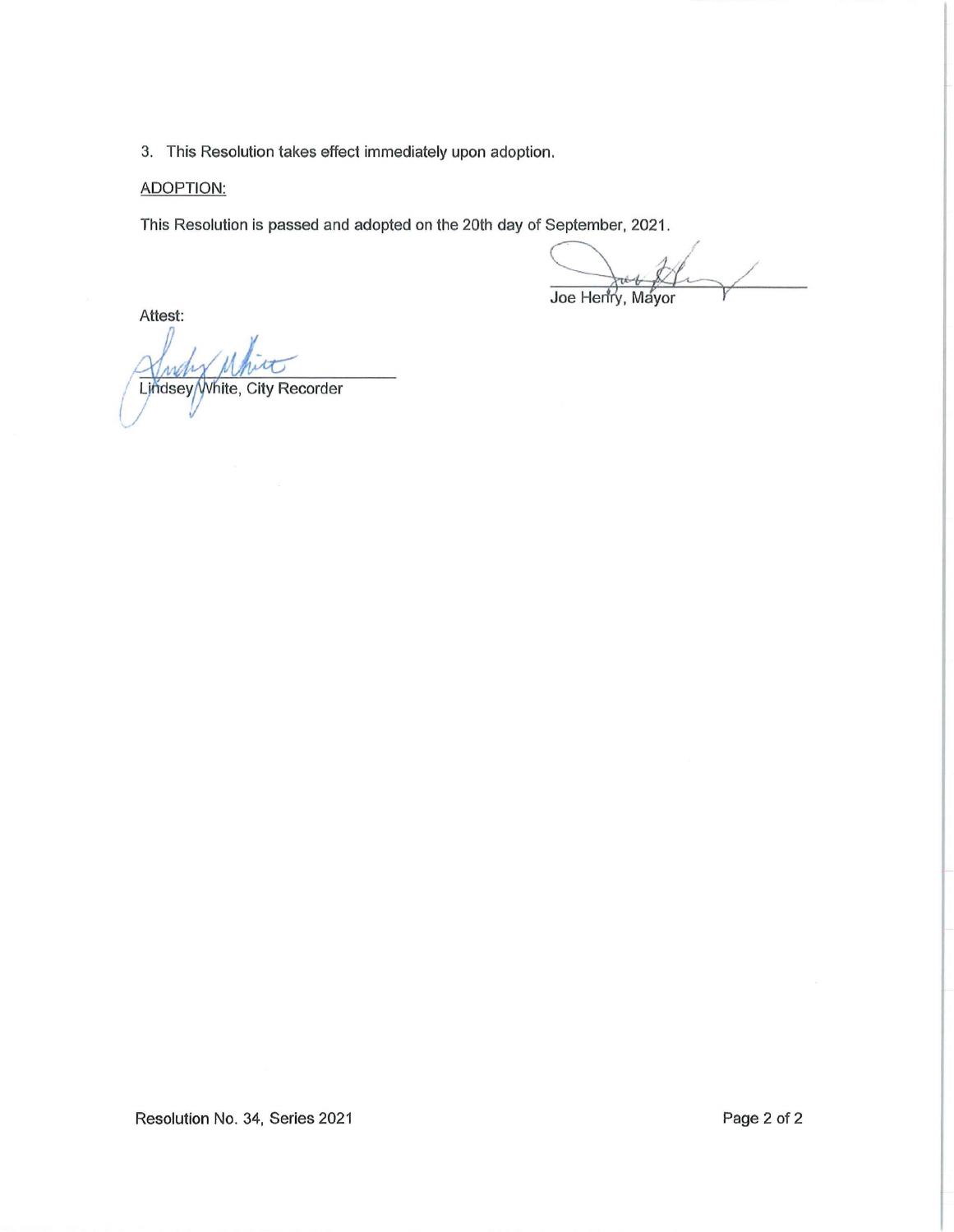3. This Resolution takes effect immediately upon adoption.

ADOPTION:

This Resolution is passed and adopted on the 20th day of September, 2021.

Joe Henry, Mayor

Attest:

Lindsey White, City Recorder

Resolution No. 34, Series 2021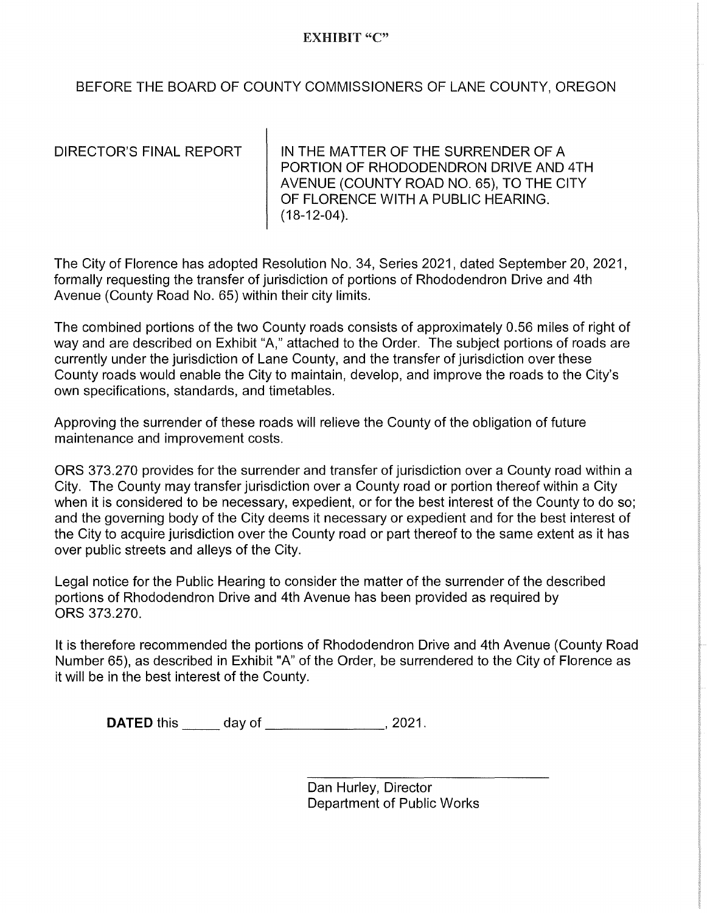**EXHIBIT "C"**

BEFORE THE BOARD OF COUNTY COMMISSIONERS OF LANE COUNTY, OREGON

| DIRECTOR'S FINAL REPORT | IN THE MATTER OF THE SURRENDER OF A PORTION OF RHODODENDRON DRIVE AND 4TH AVENUE (COUNTY ROAD NO. 65), TO THE CITY OF FLORENCE WITH A PUBLIC HEARING. (18-12-04). |
|---|---|

The City of Florence has adopted Resolution No. 34, Series 2021, dated September 20, 2021, formally requesting the transfer of jurisdiction of portions of Rhododendron Drive and 4th Avenue (County Road No. 65) within their city limits.

The combined portions of the two County roads consists of approximately 0.56 miles of right of way and are described on Exhibit "A," attached to the Order. The subject portions of roads are currently under the jurisdiction of Lane County, and the transfer of jurisdiction over these County roads would enable the City to maintain, develop, and improve the roads to the City's own specifications, standards, and timetables.

Approving the surrender of these roads will relieve the County of the obligation of future maintenance and improvement costs.

ORS 373.270 provides for the surrender and transfer of jurisdiction over a County road within a City. The County may transfer jurisdiction over a County road or portion thereof within a City when it is considered to be necessary, expedient, or for the best interest of the County to do so; and the governing body of the City deems it necessary or expedient and for the best interest of the City to acquire jurisdiction over the County road or part thereof to the same extent as it has over public streets and alleys of the City.

Legal notice for the Public Hearing to consider the matter of the surrender of the described portions of Rhododendron Drive and 4th Avenue has been provided as required by ORS 373.270.

It is therefore recommended the portions of Rhododendron Drive and 4th Avenue (County Road Number 65), as described in Exhibit "A" of the Order, be surrendered to the City of Florence as it will be in the best interest of the County.

**DATED** this _____ day of _______________, 2021.

_______________________________
Dan Hurley, Director
Department of Public Works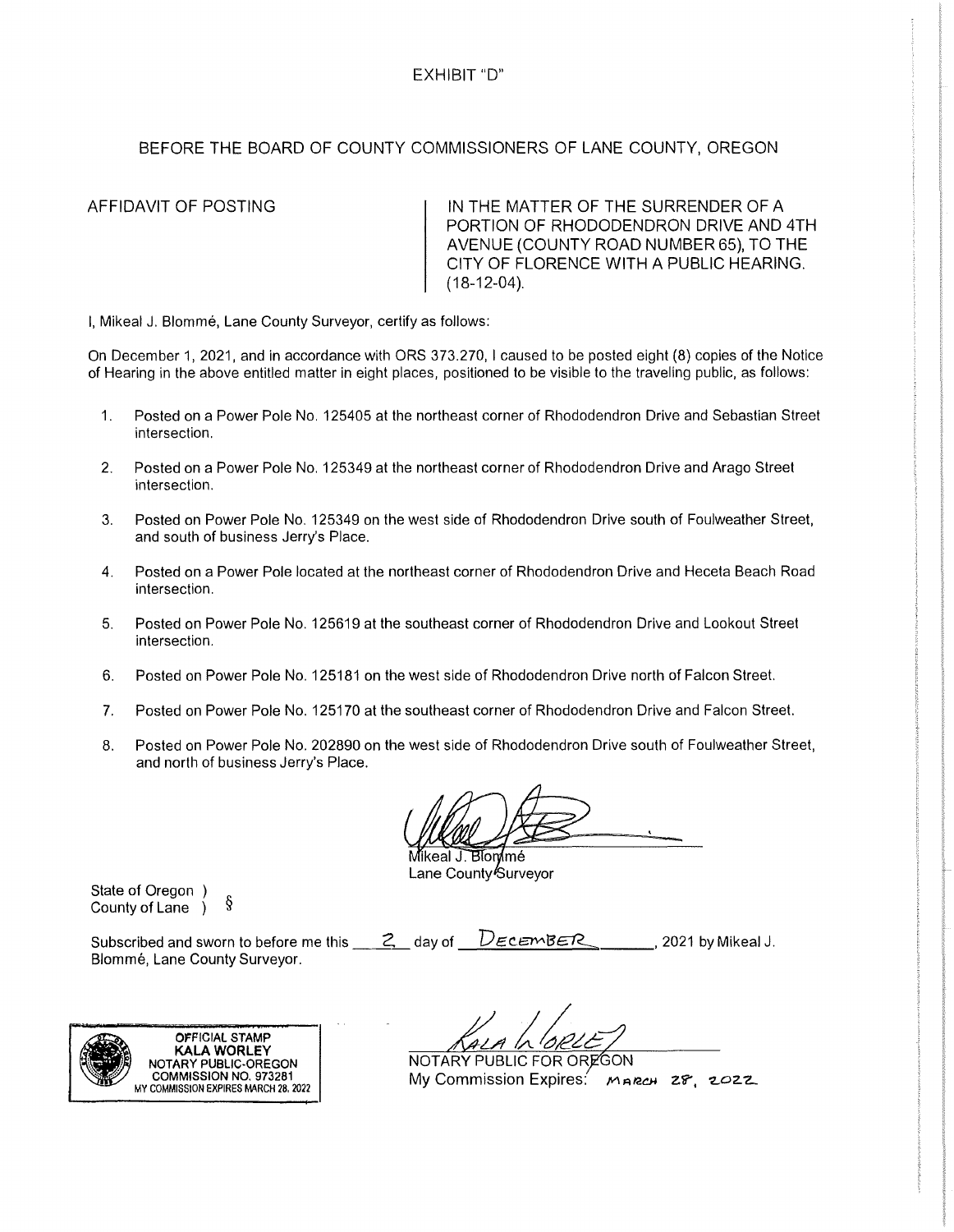EXHIBIT "D"

BEFORE THE BOARD OF COUNTY COMMISSIONERS OF LANE COUNTY, OREGON

AFFIDAVIT OF POSTING

IN THE MATTER OF THE SURRENDER OF A PORTION OF RHODODENDRON DRIVE AND 4TH AVENUE (COUNTY ROAD NUMBER 65), TO THE CITY OF FLORENCE WITH A PUBLIC HEARING. (18-12-04).

I, Mikeal J. Blommé, Lane County Surveyor, certify as follows:

On December 1, 2021, and in accordance with ORS 373.270, I caused to be posted eight (8) copies of the Notice of Hearing in the above entitled matter in eight places, positioned to be visible to the traveling public, as follows:

1. Posted on a Power Pole No. 125405 at the northeast corner of Rhododendron Drive and Sebastian Street intersection.
2. Posted on a Power Pole No. 125349 at the northeast corner of Rhododendron Drive and Arago Street intersection.
3. Posted on Power Pole No. 125349 on the west side of Rhododendron Drive south of Foulweather Street, and south of business Jerry's Place.
4. Posted on a Power Pole located at the northeast corner of Rhododendron Drive and Heceta Beach Road intersection.
5. Posted on Power Pole No. 125619 at the southeast corner of Rhododendron Drive and Lookout Street intersection.
6. Posted on Power Pole No. 125181 on the west side of Rhododendron Drive north of Falcon Street.
7. Posted on Power Pole No. 125170 at the southeast corner of Rhododendron Drive and Falcon Street.
8. Posted on Power Pole No. 202890 on the west side of Rhododendron Drive south of Foulweather Street, and north of business Jerry's Place.

Mikeal J. Blommé
Lane County Surveyor

State of Oregon )
County of Lane ) §

Subscribed and sworn to before me this 2 day of DECEMBER, 2021 by Mikeal J. Blommé, Lane County Surveyor.

OFFICIAL STAMP
KALA WORLEY
NOTARY PUBLIC-OREGON
COMMISSION NO. 973281
MY COMMISSION EXPIRES MARCH 28, 2022

NOTARY PUBLIC FOR OREGON
My Commission Expires: MARCH 28, 2022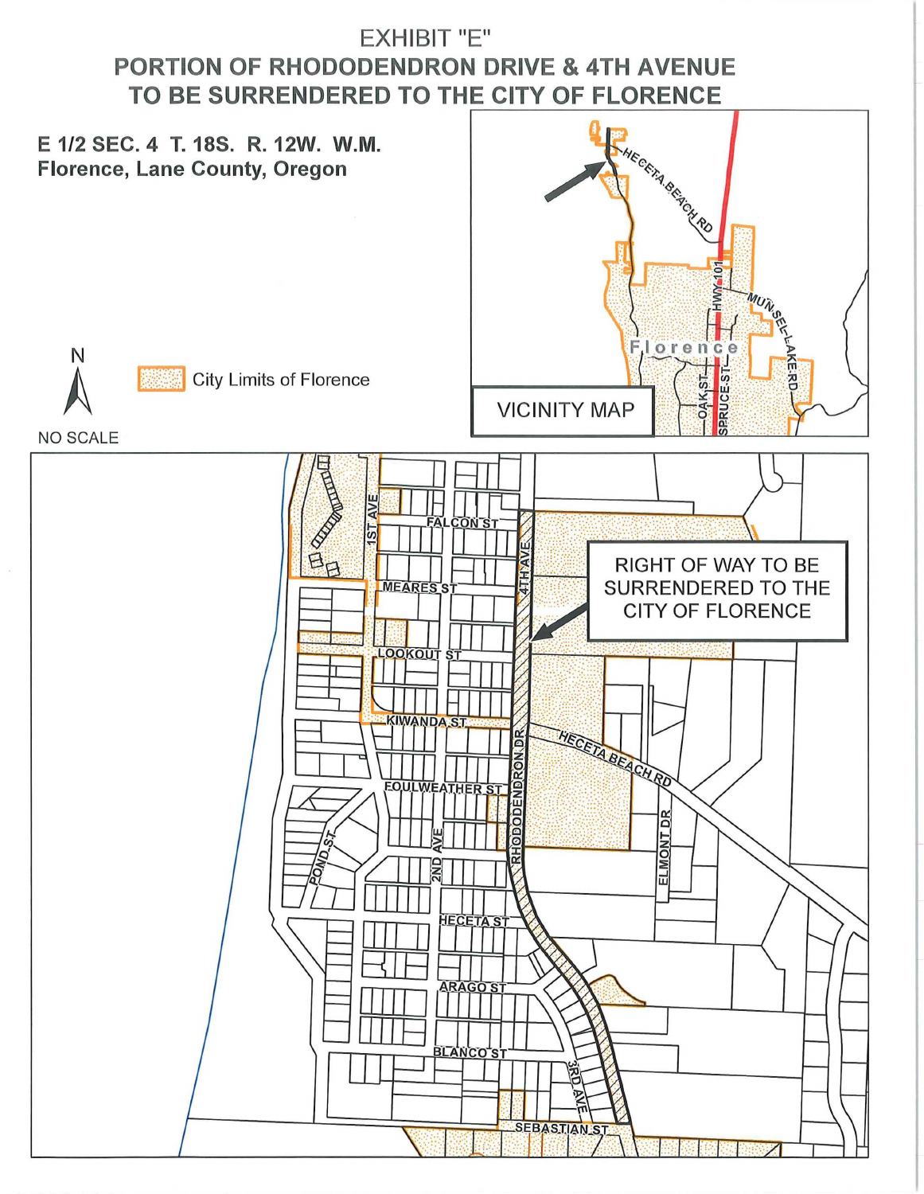# EXHIBIT "E"

## PORTION OF RHODODENDRON DRIVE & 4TH AVENUE TO BE SURRENDERED TO THE CITY OF FLORENCE

**E 1/2 SEC. 4 T. 18S. R. 12W. W.M.**
**Florence, Lane County, Oregon**

N

NO SCALE

City Limits of Florence

VICINITY MAP

HECETA BEACH RD
HWY 101
MUNSEL LAKE RD
Florence
OAK ST
SPRUCE ST

RIGHT OF WAY TO BE SURRENDERED TO THE CITY OF FLORENCE

1ST AVE
FALCON ST
4TH AVE
MEARES ST
LOOKOUT ST
KIWANDA ST
HECETA BEACH RD
FOULWEATHER ST
RHODODENDRON DR
POND ST
2ND AVE
ELMONT DR
HECETA ST
ARAGO ST
BLANCO ST
3RD AVE
SEBASTIAN ST